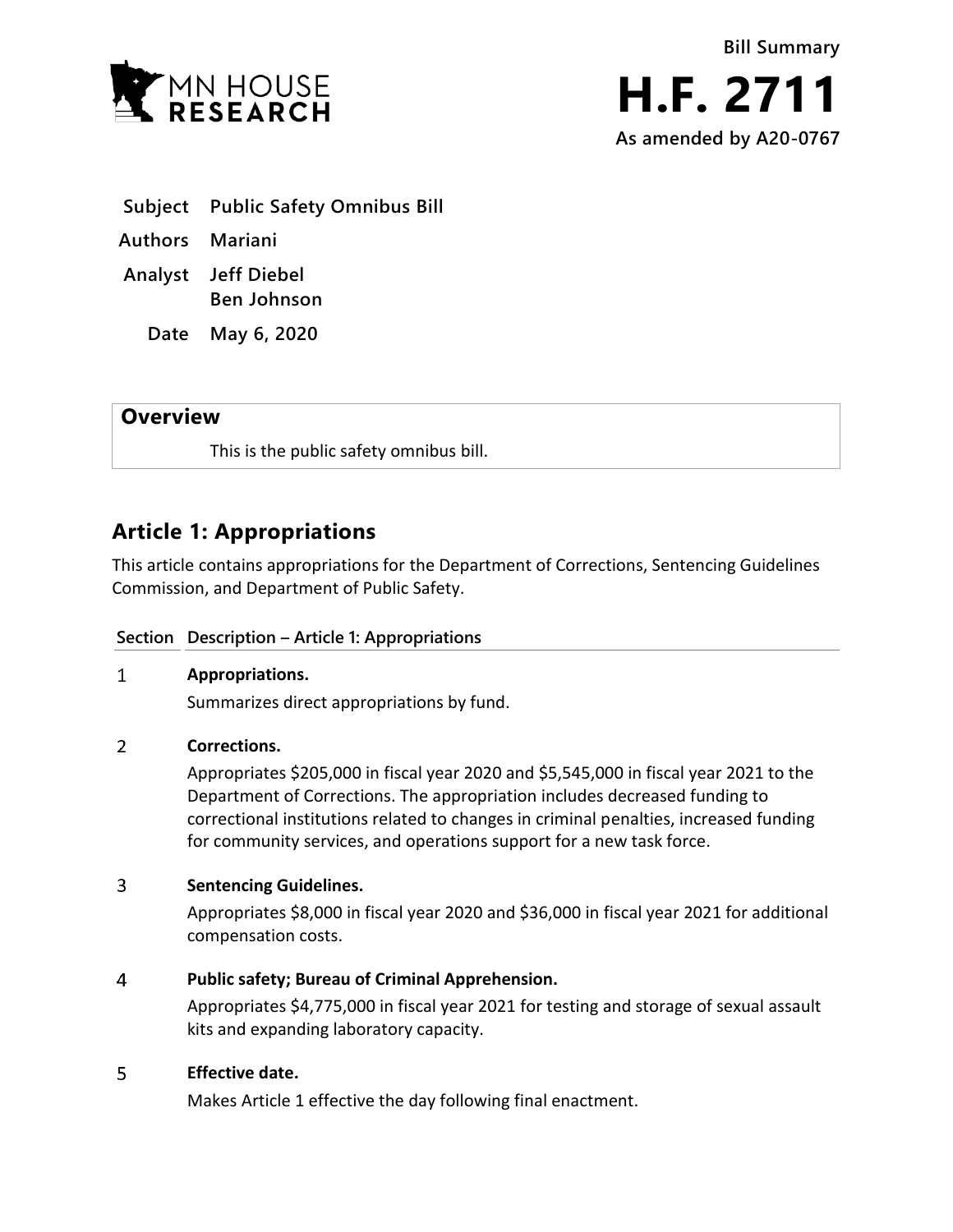Bill Summary

# H.F. 2711

**As amended by A20-0767**

| | |
|---|---|
| **Subject** | **Public Safety Omnibus Bill** |
| **Authors** | **Mariani** |
| **Analyst** | **Jeff Diebel**<br>**Ben Johnson** |
| **Date** | **May 6, 2020** |

## Overview

This is the public safety omnibus bill.

## Article 1: Appropriations

This article contains appropriations for the Department of Corrections, Sentencing Guidelines Commission, and Department of Public Safety.

| Section | Description – Article 1: Appropriations |
|---|---|
| 1 | **Appropriations.**<br>Summarizes direct appropriations by fund. |
| 2 | **Corrections.**<br>Appropriates $205,000 in fiscal year 2020 and $5,545,000 in fiscal year 2021 to the Department of Corrections. The appropriation includes decreased funding to correctional institutions related to changes in criminal penalties, increased funding for community services, and operations support for a new task force. |
| 3 | **Sentencing Guidelines.**<br>Appropriates $8,000 in fiscal year 2020 and $36,000 in fiscal year 2021 for additional compensation costs. |
| 4 | **Public safety; Bureau of Criminal Apprehension.**<br>Appropriates $4,775,000 in fiscal year 2021 for testing and storage of sexual assault kits and expanding laboratory capacity. |
| 5 | **Effective date.**<br>Makes Article 1 effective the day following final enactment. |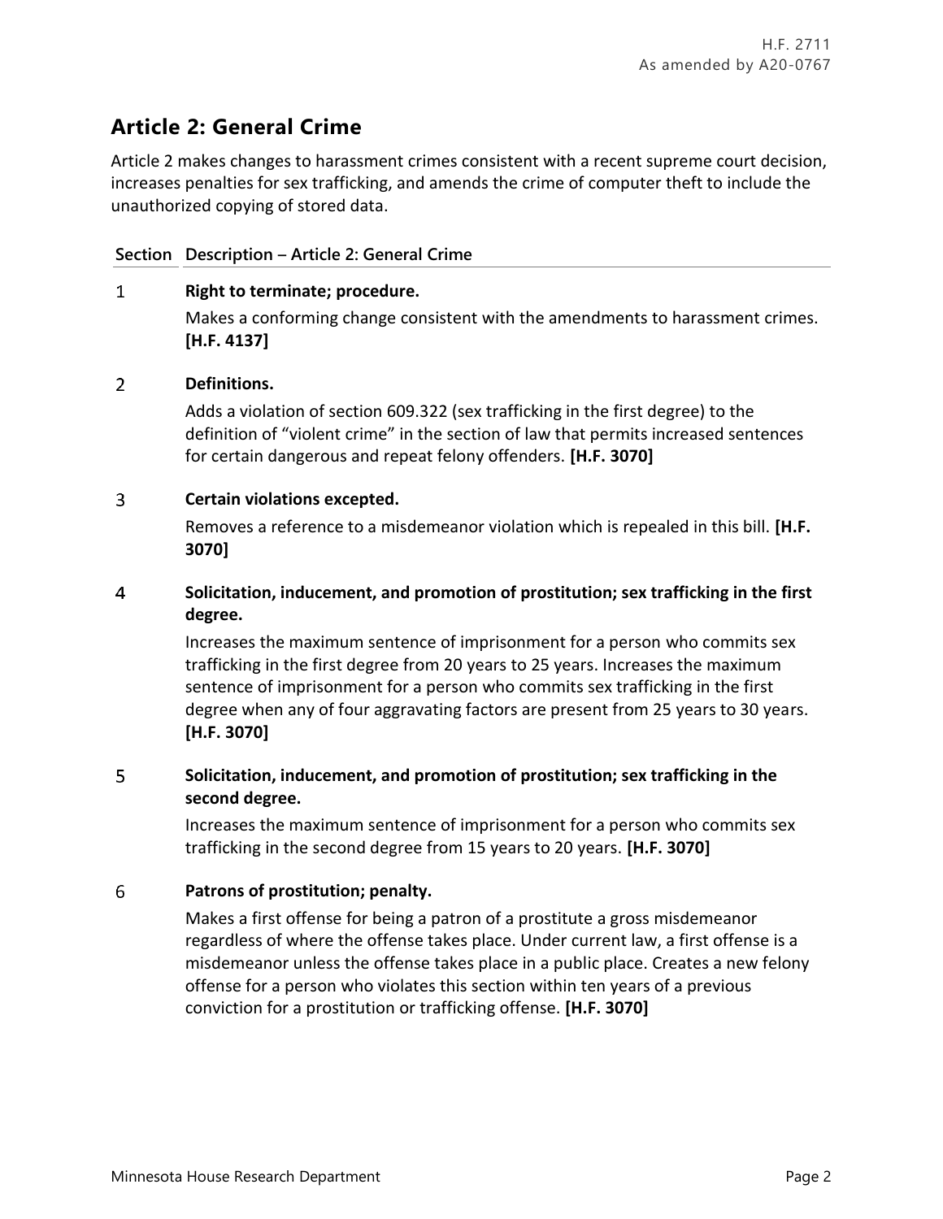## Article 2: General Crime

Article 2 makes changes to harassment crimes consistent with a recent supreme court decision, increases penalties for sex trafficking, and amends the crime of computer theft to include the unauthorized copying of stored data.

| Section | Description – Article 2: General Crime |
|---|---|
| 1 | **Right to terminate; procedure.**<br>Makes a conforming change consistent with the amendments to harassment crimes. **[H.F. 4137]** |
| 2 | **Definitions.**<br>Adds a violation of section 609.322 (sex trafficking in the first degree) to the definition of "violent crime" in the section of law that permits increased sentences for certain dangerous and repeat felony offenders. **[H.F. 3070]** |
| 3 | **Certain violations excepted.**<br>Removes a reference to a misdemeanor violation which is repealed in this bill. **[H.F. 3070]** |
| 4 | **Solicitation, inducement, and promotion of prostitution; sex trafficking in the first degree.**<br>Increases the maximum sentence of imprisonment for a person who commits sex trafficking in the first degree from 20 years to 25 years. Increases the maximum sentence of imprisonment for a person who commits sex trafficking in the first degree when any of four aggravating factors are present from 25 years to 30 years. **[H.F. 3070]** |
| 5 | **Solicitation, inducement, and promotion of prostitution; sex trafficking in the second degree.**<br>Increases the maximum sentence of imprisonment for a person who commits sex trafficking in the second degree from 15 years to 20 years. **[H.F. 3070]** |
| 6 | **Patrons of prostitution; penalty.**<br>Makes a first offense for being a patron of a prostitute a gross misdemeanor regardless of where the offense takes place. Under current law, a first offense is a misdemeanor unless the offense takes place in a public place. Creates a new felony offense for a person who violates this section within ten years of a previous conviction for a prostitution or trafficking offense. **[H.F. 3070]** |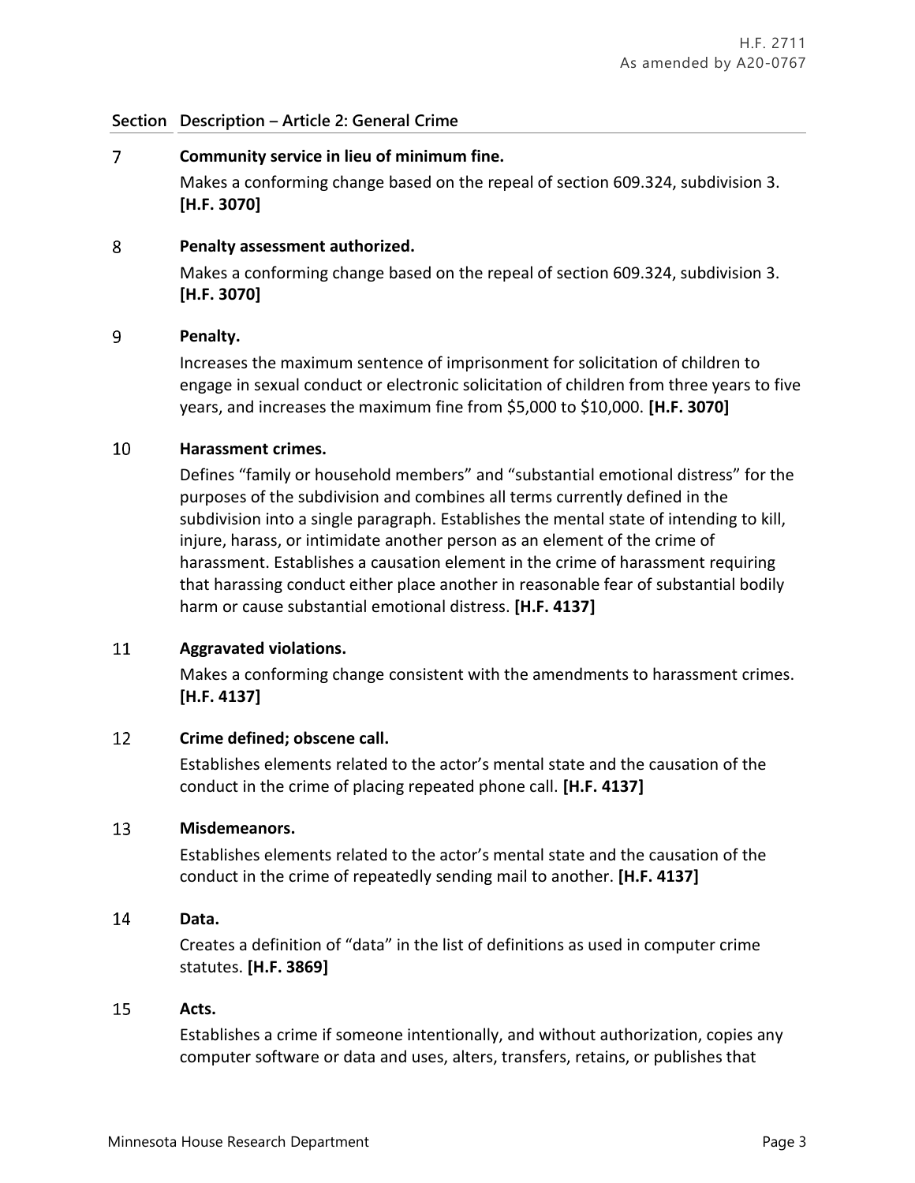| Section | Description – Article 2: General Crime |
|---|---|
| 7 | **Community service in lieu of minimum fine.**<br>Makes a conforming change based on the repeal of section 609.324, subdivision 3. **[H.F. 3070]** |
| 8 | **Penalty assessment authorized.**<br>Makes a conforming change based on the repeal of section 609.324, subdivision 3. **[H.F. 3070]** |
| 9 | **Penalty.**<br>Increases the maximum sentence of imprisonment for solicitation of children to engage in sexual conduct or electronic solicitation of children from three years to five years, and increases the maximum fine from $5,000 to $10,000. **[H.F. 3070]** |
| 10 | **Harassment crimes.**<br>Defines "family or household members" and "substantial emotional distress" for the purposes of the subdivision and combines all terms currently defined in the subdivision into a single paragraph. Establishes the mental state of intending to kill, injure, harass, or intimidate another person as an element of the crime of harassment. Establishes a causation element in the crime of harassment requiring that harassing conduct either place another in reasonable fear of substantial bodily harm or cause substantial emotional distress. **[H.F. 4137]** |
| 11 | **Aggravated violations.**<br>Makes a conforming change consistent with the amendments to harassment crimes. **[H.F. 4137]** |
| 12 | **Crime defined; obscene call.**<br>Establishes elements related to the actor's mental state and the causation of the conduct in the crime of placing repeated phone call. **[H.F. 4137]** |
| 13 | **Misdemeanors.**<br>Establishes elements related to the actor's mental state and the causation of the conduct in the crime of repeatedly sending mail to another. **[H.F. 4137]** |
| 14 | **Data.**<br>Creates a definition of "data" in the list of definitions as used in computer crime statutes. **[H.F. 3869]** |
| 15 | **Acts.**<br>Establishes a crime if someone intentionally, and without authorization, copies any computer software or data and uses, alters, transfers, retains, or publishes that |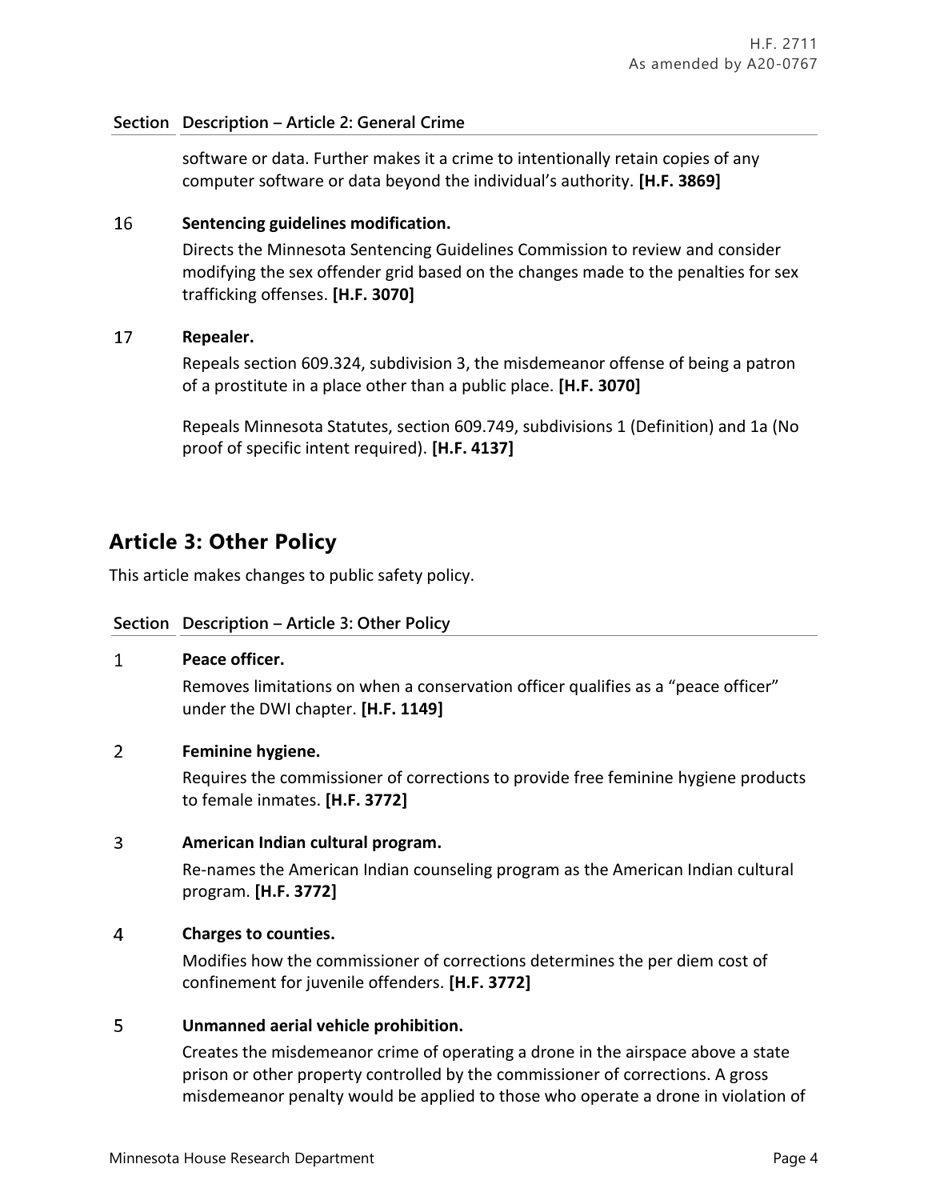| Section | Description – Article 2: General Crime |
|---|---|
| | software or data. Further makes it a crime to intentionally retain copies of any computer software or data beyond the individual's authority. **[H.F. 3869]** |
| 16 | **Sentencing guidelines modification.**<br>Directs the Minnesota Sentencing Guidelines Commission to review and consider modifying the sex offender grid based on the changes made to the penalties for sex trafficking offenses. **[H.F. 3070]** |
| 17 | **Repealer.**<br>Repeals section 609.324, subdivision 3, the misdemeanor offense of being a patron of a prostitute in a place other than a public place. **[H.F. 3070]**<br><br>Repeals Minnesota Statutes, section 609.749, subdivisions 1 (Definition) and 1a (No proof of specific intent required). **[H.F. 4137]** |

## Article 3: Other Policy

This article makes changes to public safety policy.

| Section | Description – Article 3: Other Policy |
|---|---|
| 1 | **Peace officer.**<br>Removes limitations on when a conservation officer qualifies as a "peace officer" under the DWI chapter. **[H.F. 1149]** |
| 2 | **Feminine hygiene.**<br>Requires the commissioner of corrections to provide free feminine hygiene products to female inmates. **[H.F. 3772]** |
| 3 | **American Indian cultural program.**<br>Re-names the American Indian counseling program as the American Indian cultural program. **[H.F. 3772]** |
| 4 | **Charges to counties.**<br>Modifies how the commissioner of corrections determines the per diem cost of confinement for juvenile offenders. **[H.F. 3772]** |
| 5 | **Unmanned aerial vehicle prohibition.**<br>Creates the misdemeanor crime of operating a drone in the airspace above a state prison or other property controlled by the commissioner of corrections. A gross misdemeanor penalty would be applied to those who operate a drone in violation of |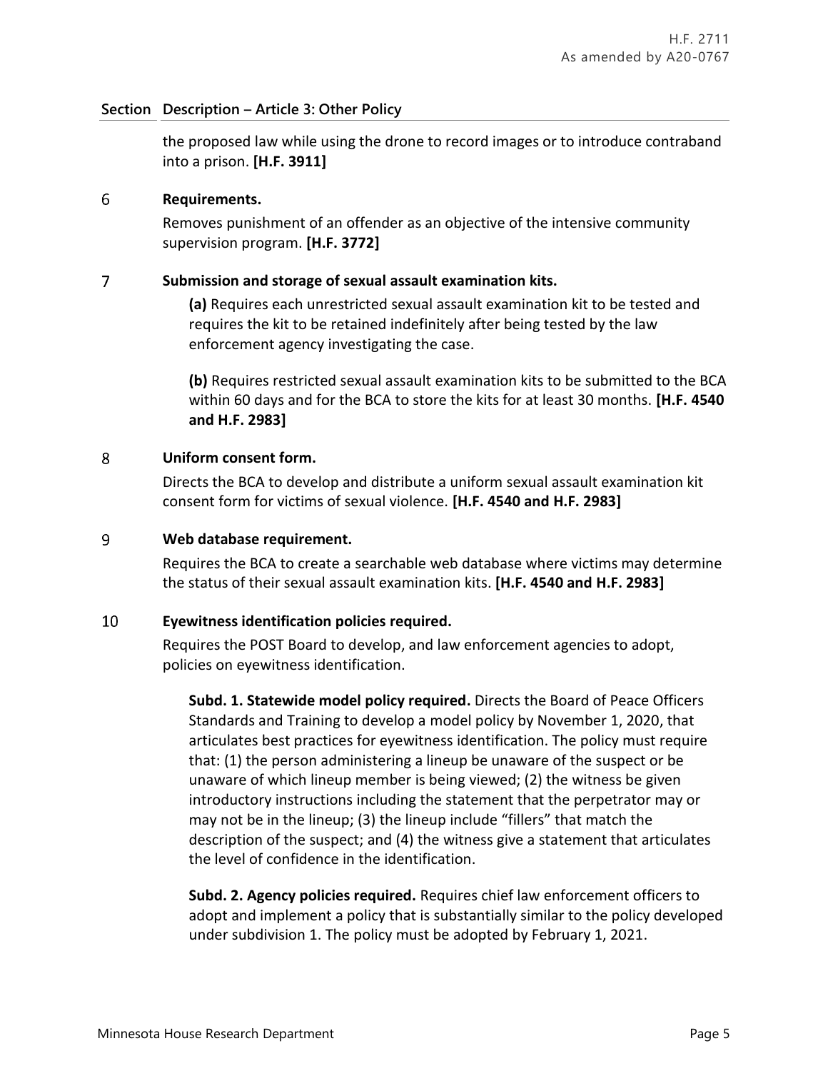| Section | Description – Article 3: Other Policy |
|---|---|
| | the proposed law while using the drone to record images or to introduce contraband into a prison. **[H.F. 3911]** |
| 6 | **Requirements.** Removes punishment of an offender as an objective of the intensive community supervision program. **[H.F. 3772]** |
| 7 | **Submission and storage of sexual assault examination kits.** **(a)** Requires each unrestricted sexual assault examination kit to be tested and requires the kit to be retained indefinitely after being tested by the law enforcement agency investigating the case. **(b)** Requires restricted sexual assault examination kits to be submitted to the BCA within 60 days and for the BCA to store the kits for at least 30 months. **[H.F. 4540 and H.F. 2983]** |
| 8 | **Uniform consent form.** Directs the BCA to develop and distribute a uniform sexual assault examination kit consent form for victims of sexual violence. **[H.F. 4540 and H.F. 2983]** |
| 9 | **Web database requirement.** Requires the BCA to create a searchable web database where victims may determine the status of their sexual assault examination kits. **[H.F. 4540 and H.F. 2983]** |
| 10 | **Eyewitness identification policies required.** Requires the POST Board to develop, and law enforcement agencies to adopt, policies on eyewitness identification. **Subd. 1. Statewide model policy required.** Directs the Board of Peace Officers Standards and Training to develop a model policy by November 1, 2020, that articulates best practices for eyewitness identification. The policy must require that: (1) the person administering a lineup be unaware of the suspect or be unaware of which lineup member is being viewed; (2) the witness be given introductory instructions including the statement that the perpetrator may or may not be in the lineup; (3) the lineup include "fillers" that match the description of the suspect; and (4) the witness give a statement that articulates the level of confidence in the identification. **Subd. 2. Agency policies required.** Requires chief law enforcement officers to adopt and implement a policy that is substantially similar to the policy developed under subdivision 1. The policy must be adopted by February 1, 2021. |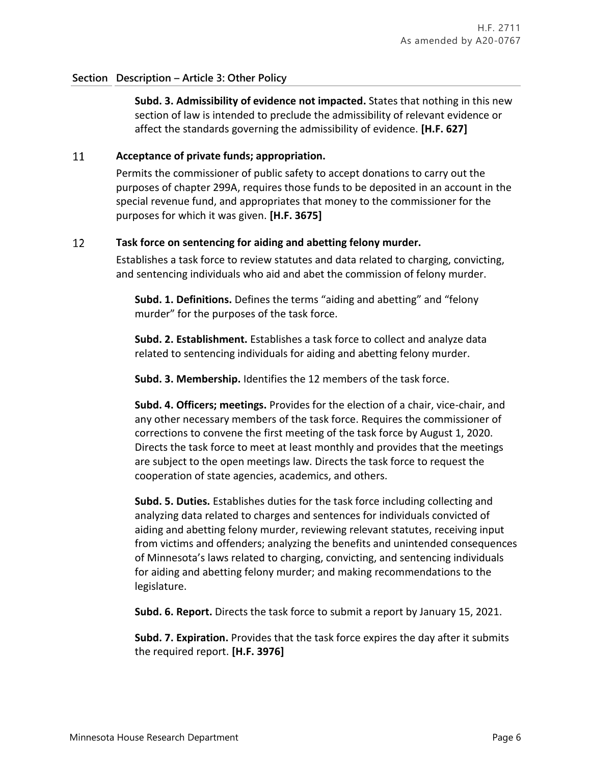| Section | Description – Article 3: Other Policy |
|---|---|

**Subd. 3. Admissibility of evidence not impacted.** States that nothing in this new section of law is intended to preclude the admissibility of relevant evidence or affect the standards governing the admissibility of evidence. **[H.F. 627]**

**11 Acceptance of private funds; appropriation.**

Permits the commissioner of public safety to accept donations to carry out the purposes of chapter 299A, requires those funds to be deposited in an account in the special revenue fund, and appropriates that money to the commissioner for the purposes for which it was given. **[H.F. 3675]**

**12 Task force on sentencing for aiding and abetting felony murder.**

Establishes a task force to review statutes and data related to charging, convicting, and sentencing individuals who aid and abet the commission of felony murder.

**Subd. 1. Definitions.** Defines the terms “aiding and abetting” and “felony murder” for the purposes of the task force.

**Subd. 2. Establishment.** Establishes a task force to collect and analyze data related to sentencing individuals for aiding and abetting felony murder.

**Subd. 3. Membership.** Identifies the 12 members of the task force.

**Subd. 4. Officers; meetings.** Provides for the election of a chair, vice-chair, and any other necessary members of the task force. Requires the commissioner of corrections to convene the first meeting of the task force by August 1, 2020. Directs the task force to meet at least monthly and provides that the meetings are subject to the open meetings law. Directs the task force to request the cooperation of state agencies, academics, and others.

**Subd. 5. Duties.** Establishes duties for the task force including collecting and analyzing data related to charges and sentences for individuals convicted of aiding and abetting felony murder, reviewing relevant statutes, receiving input from victims and offenders; analyzing the benefits and unintended consequences of Minnesota’s laws related to charging, convicting, and sentencing individuals for aiding and abetting felony murder; and making recommendations to the legislature.

**Subd. 6. Report.** Directs the task force to submit a report by January 15, 2021.

**Subd. 7. Expiration.** Provides that the task force expires the day after it submits the required report. **[H.F. 3976]**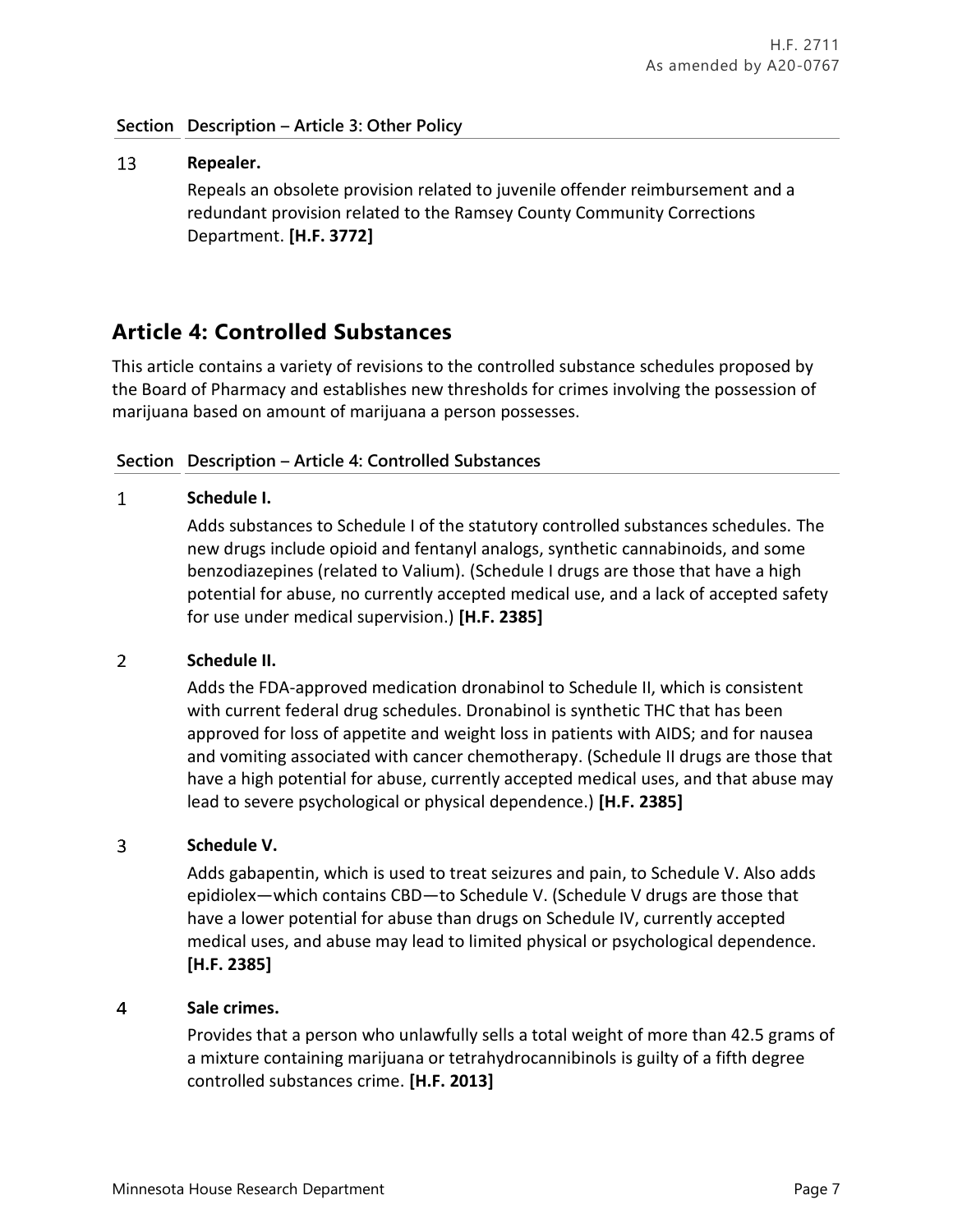| Section | Description – Article 3: Other Policy |
|---|---|
| 13 | **Repealer.** Repeals an obsolete provision related to juvenile offender reimbursement and a redundant provision related to the Ramsey County Community Corrections Department. **[H.F. 3772]** |

## Article 4: Controlled Substances

This article contains a variety of revisions to the controlled substance schedules proposed by the Board of Pharmacy and establishes new thresholds for crimes involving the possession of marijuana based on amount of marijuana a person possesses.

| Section | Description – Article 4: Controlled Substances |
|---|---|
| 1 | **Schedule I.** Adds substances to Schedule I of the statutory controlled substances schedules. The new drugs include opioid and fentanyl analogs, synthetic cannabinoids, and some benzodiazepines (related to Valium). (Schedule I drugs are those that have a high potential for abuse, no currently accepted medical use, and a lack of accepted safety for use under medical supervision.) **[H.F. 2385]** |
| 2 | **Schedule II.** Adds the FDA-approved medication dronabinol to Schedule II, which is consistent with current federal drug schedules. Dronabinol is synthetic THC that has been approved for loss of appetite and weight loss in patients with AIDS; and for nausea and vomiting associated with cancer chemotherapy. (Schedule II drugs are those that have a high potential for abuse, currently accepted medical uses, and that abuse may lead to severe psychological or physical dependence.) **[H.F. 2385]** |
| 3 | **Schedule V.** Adds gabapentin, which is used to treat seizures and pain, to Schedule V. Also adds epidiolex—which contains CBD—to Schedule V. (Schedule V drugs are those that have a lower potential for abuse than drugs on Schedule IV, currently accepted medical uses, and abuse may lead to limited physical or psychological dependence. **[H.F. 2385]** |
| 4 | **Sale crimes.** Provides that a person who unlawfully sells a total weight of more than 42.5 grams of a mixture containing marijuana or tetrahydrocannibinols is guilty of a fifth degree controlled substances crime. **[H.F. 2013]** |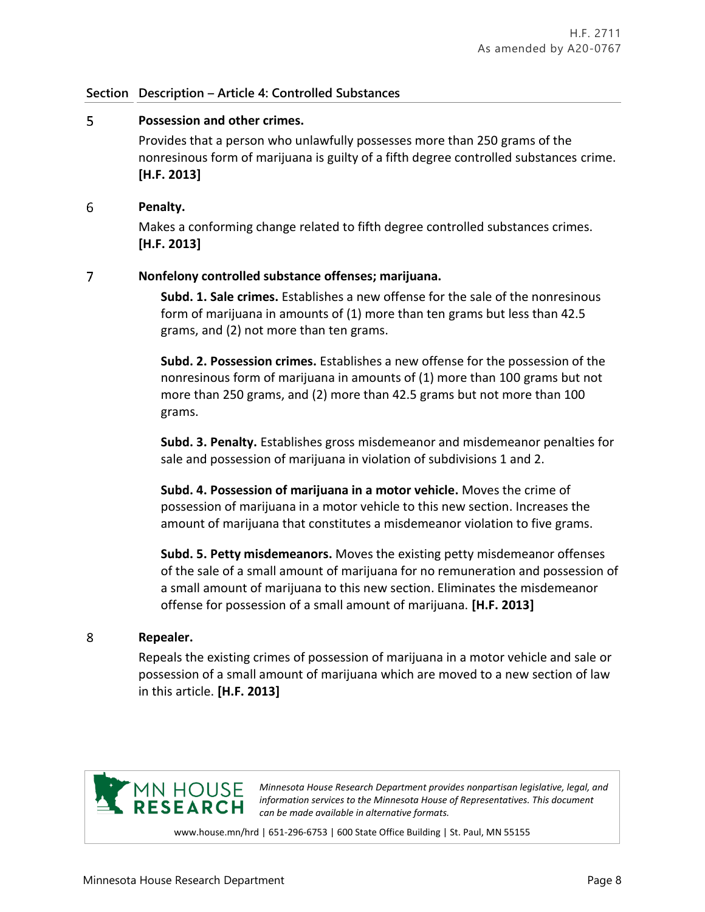| Section | Description – Article 4: Controlled Substances |
|---|---|
| 5 | **Possession and other crimes.**<br><br>Provides that a person who unlawfully possesses more than 250 grams of the nonresinous form of marijuana is guilty of a fifth degree controlled substances crime. **[H.F. 2013]** |
| 6 | **Penalty.**<br><br>Makes a conforming change related to fifth degree controlled substances crimes. **[H.F. 2013]** |
| 7 | **Nonfelony controlled substance offenses; marijuana.**<br><br>**Subd. 1. Sale crimes.** Establishes a new offense for the sale of the nonresinous form of marijuana in amounts of (1) more than ten grams but less than 42.5 grams, and (2) not more than ten grams.<br><br>**Subd. 2. Possession crimes.** Establishes a new offense for the possession of the nonresinous form of marijuana in amounts of (1) more than 100 grams but not more than 250 grams, and (2) more than 42.5 grams but not more than 100 grams.<br><br>**Subd. 3. Penalty.** Establishes gross misdemeanor and misdemeanor penalties for sale and possession of marijuana in violation of subdivisions 1 and 2.<br><br>**Subd. 4. Possession of marijuana in a motor vehicle.** Moves the crime of possession of marijuana in a motor vehicle to this new section. Increases the amount of marijuana that constitutes a misdemeanor violation to five grams.<br><br>**Subd. 5. Petty misdemeanors.** Moves the existing petty misdemeanor offenses of the sale of a small amount of marijuana for no remuneration and possession of a small amount of marijuana to this new section. Eliminates the misdemeanor offense for possession of a small amount of marijuana. **[H.F. 2013]** |
| 8 | **Repealer.**<br><br>Repeals the existing crimes of possession of marijuana in a motor vehicle and sale or possession of a small amount of marijuana which are moved to a new section of law in this article. **[H.F. 2013]** |

MN HOUSE RESEARCH

*Minnesota House Research Department provides nonpartisan legislative, legal, and information services to the Minnesota House of Representatives. This document can be made available in alternative formats.*

www.house.mn/hrd | 651-296-6753 | 600 State Office Building | St. Paul, MN 55155